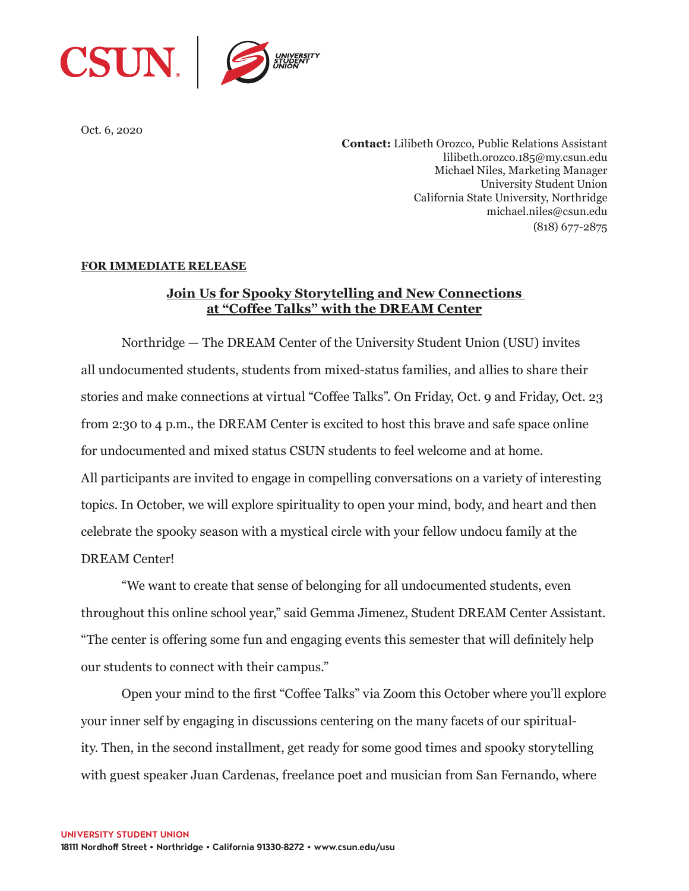Oct. 6, 2020

**Contact:** Lilibeth Orozco, Public Relations Assistant
lilibeth.orozco.185@my.csun.edu
Michael Niles, Marketing Manager
University Student Union
California State University, Northridge
michael.niles@csun.edu
(818) 677-2875

**FOR IMMEDIATE RELEASE**

## Join Us for Spooky Storytelling and New Connections at "Coffee Talks" with the DREAM Center

Northridge — The DREAM Center of the University Student Union (USU) invites all undocumented students, students from mixed-status families, and allies to share their stories and make connections at virtual "Coffee Talks". On Friday, Oct. 9 and Friday, Oct. 23 from 2:30 to 4 p.m., the DREAM Center is excited to host this brave and safe space online for undocumented and mixed status CSUN students to feel welcome and at home.

All participants are invited to engage in compelling conversations on a variety of interesting topics. In October, we will explore spirituality to open your mind, body, and heart and then celebrate the spooky season with a mystical circle with your fellow undocu family at the DREAM Center!

"We want to create that sense of belonging for all undocumented students, even throughout this online school year," said Gemma Jimenez, Student DREAM Center Assistant. "The center is offering some fun and engaging events this semester that will definitely help our students to connect with their campus."

Open your mind to the first "Coffee Talks" via Zoom this October where you'll explore your inner self by engaging in discussions centering on the many facets of our spirituality. Then, in the second installment, get ready for some good times and spooky storytelling with guest speaker Juan Cardenas, freelance poet and musician from San Fernando, where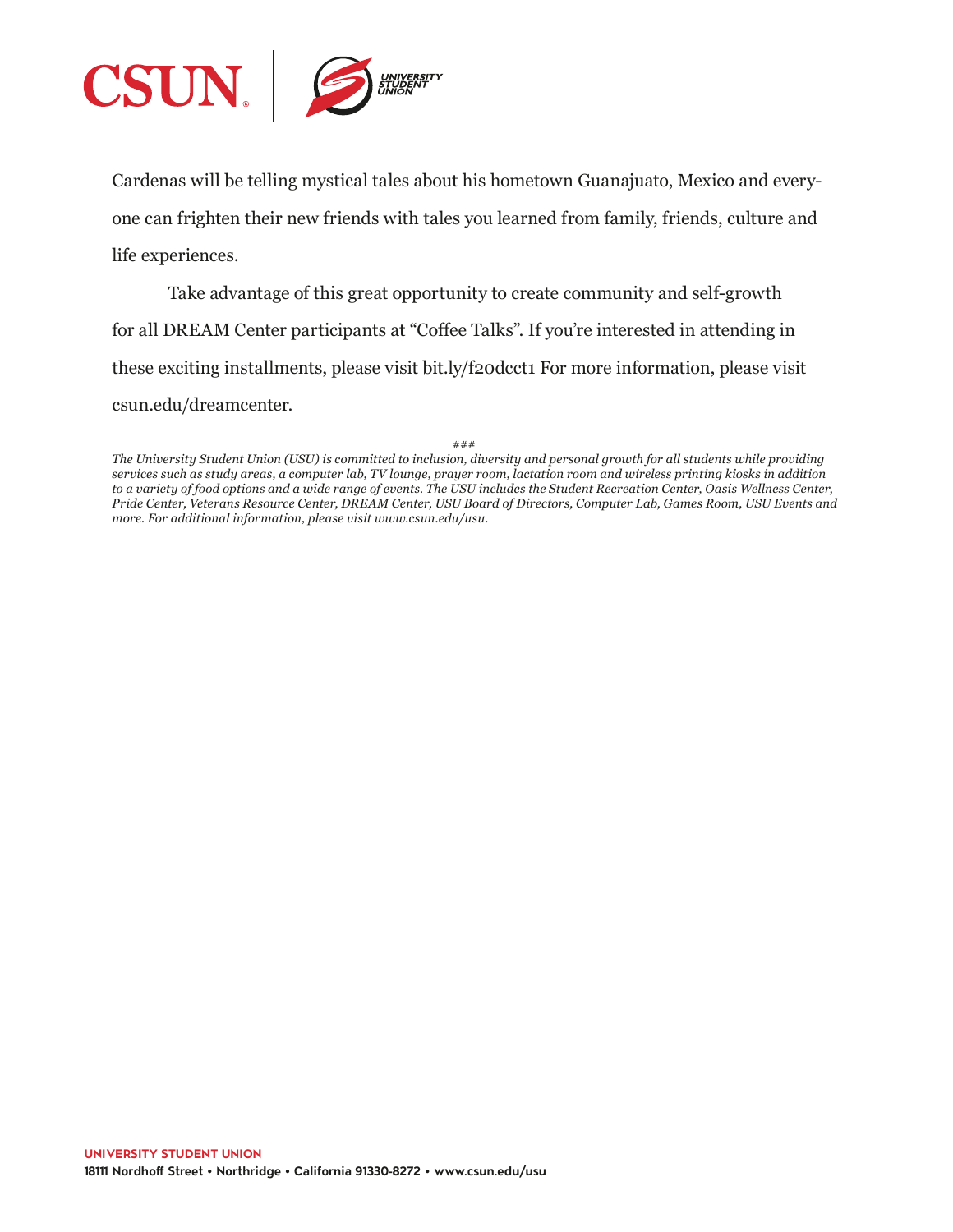Cardenas will be telling mystical tales about his hometown Guanajuato, Mexico and everyone can frighten their new friends with tales you learned from family, friends, culture and life experiences.

Take advantage of this great opportunity to create community and self-growth for all DREAM Center participants at "Coffee Talks". If you're interested in attending in these exciting installments, please visit bit.ly/f20dcct1 For more information, please visit csun.edu/dreamcenter.

###

*The University Student Union (USU) is committed to inclusion, diversity and personal growth for all students while providing services such as study areas, a computer lab, TV lounge, prayer room, lactation room and wireless printing kiosks in addition to a variety of food options and a wide range of events. The USU includes the Student Recreation Center, Oasis Wellness Center, Pride Center, Veterans Resource Center, DREAM Center, USU Board of Directors, Computer Lab, Games Room, USU Events and more. For additional information, please visit www.csun.edu/usu.*